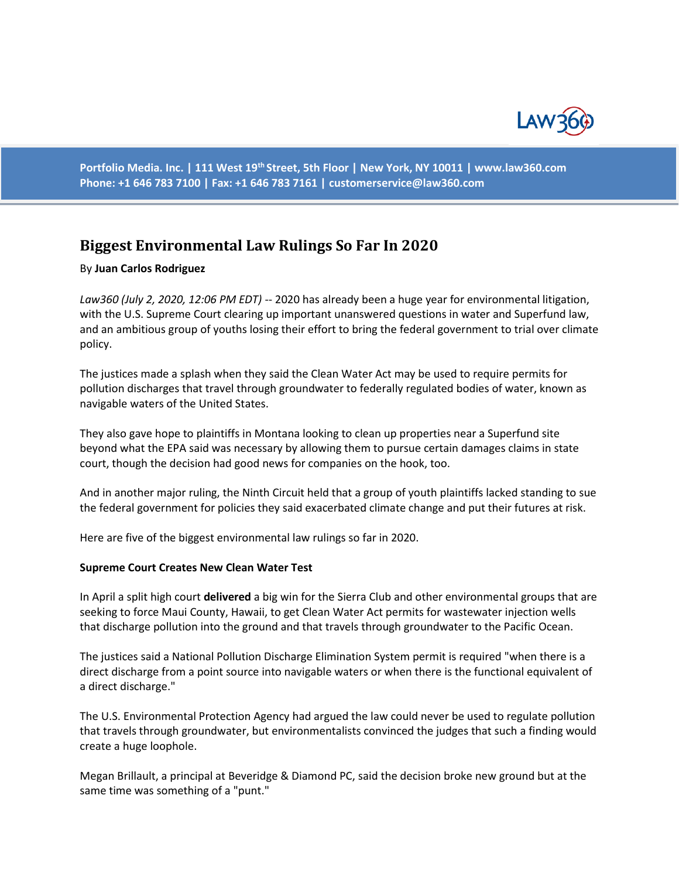Portfolio Media. Inc. | 111 West 19th Street, 5th Floor | New York, NY 10011 | www.law360.com
Phone: +1 646 783 7100 | Fax: +1 646 783 7161 | customerservice@law360.com

# Biggest Environmental Law Rulings So Far In 2020

By **Juan Carlos Rodriguez**

*Law360 (July 2, 2020, 12:06 PM EDT)* -- 2020 has already been a huge year for environmental litigation, with the U.S. Supreme Court clearing up important unanswered questions in water and Superfund law, and an ambitious group of youths losing their effort to bring the federal government to trial over climate policy.

The justices made a splash when they said the Clean Water Act may be used to require permits for pollution discharges that travel through groundwater to federally regulated bodies of water, known as navigable waters of the United States.

They also gave hope to plaintiffs in Montana looking to clean up properties near a Superfund site beyond what the EPA said was necessary by allowing them to pursue certain damages claims in state court, though the decision had good news for companies on the hook, too.

And in another major ruling, the Ninth Circuit held that a group of youth plaintiffs lacked standing to sue the federal government for policies they said exacerbated climate change and put their futures at risk.

Here are five of the biggest environmental law rulings so far in 2020.

**Supreme Court Creates New Clean Water Test**

In April a split high court **delivered** a big win for the Sierra Club and other environmental groups that are seeking to force Maui County, Hawaii, to get Clean Water Act permits for wastewater injection wells that discharge pollution into the ground and that travels through groundwater to the Pacific Ocean.

The justices said a National Pollution Discharge Elimination System permit is required "when there is a direct discharge from a point source into navigable waters or when there is the functional equivalent of a direct discharge."

The U.S. Environmental Protection Agency had argued the law could never be used to regulate pollution that travels through groundwater, but environmentalists convinced the judges that such a finding would create a huge loophole.

Megan Brillault, a principal at Beveridge & Diamond PC, said the decision broke new ground but at the same time was something of a "punt."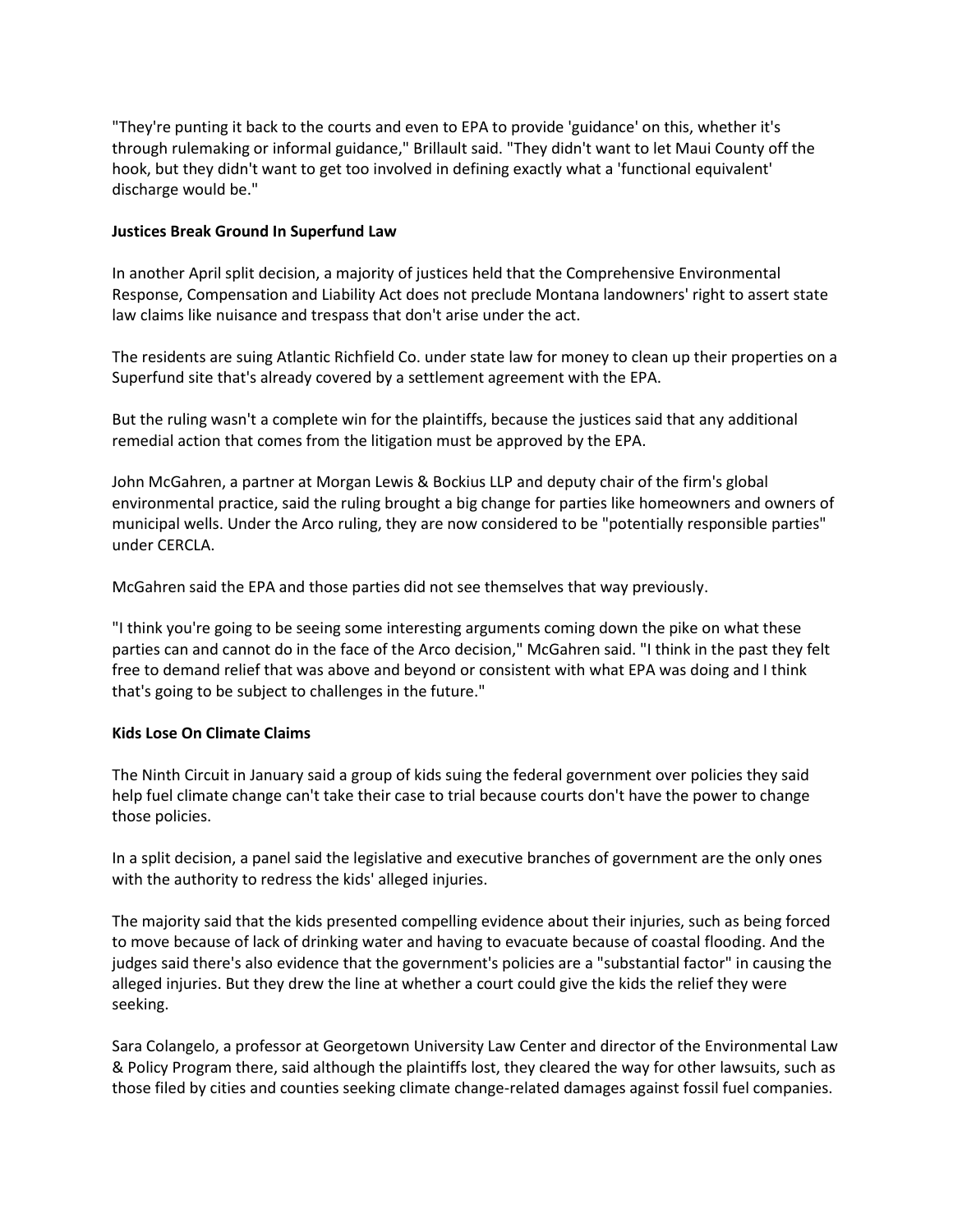"They're punting it back to the courts and even to EPA to provide 'guidance' on this, whether it's through rulemaking or informal guidance," Brillault said. "They didn't want to let Maui County off the hook, but they didn't want to get too involved in defining exactly what a 'functional equivalent' discharge would be."

**Justices Break Ground In Superfund Law**

In another April split decision, a majority of justices held that the Comprehensive Environmental Response, Compensation and Liability Act does not preclude Montana landowners' right to assert state law claims like nuisance and trespass that don't arise under the act.

The residents are suing Atlantic Richfield Co. under state law for money to clean up their properties on a Superfund site that's already covered by a settlement agreement with the EPA.

But the ruling wasn't a complete win for the plaintiffs, because the justices said that any additional remedial action that comes from the litigation must be approved by the EPA.

John McGahren, a partner at Morgan Lewis & Bockius LLP and deputy chair of the firm's global environmental practice, said the ruling brought a big change for parties like homeowners and owners of municipal wells. Under the Arco ruling, they are now considered to be "potentially responsible parties" under CERCLA.

McGahren said the EPA and those parties did not see themselves that way previously.

"I think you're going to be seeing some interesting arguments coming down the pike on what these parties can and cannot do in the face of the Arco decision," McGahren said. "I think in the past they felt free to demand relief that was above and beyond or consistent with what EPA was doing and I think that's going to be subject to challenges in the future."

**Kids Lose On Climate Claims**

The Ninth Circuit in January said a group of kids suing the federal government over policies they said help fuel climate change can't take their case to trial because courts don't have the power to change those policies.

In a split decision, a panel said the legislative and executive branches of government are the only ones with the authority to redress the kids' alleged injuries.

The majority said that the kids presented compelling evidence about their injuries, such as being forced to move because of lack of drinking water and having to evacuate because of coastal flooding. And the judges said there's also evidence that the government's policies are a "substantial factor" in causing the alleged injuries. But they drew the line at whether a court could give the kids the relief they were seeking.

Sara Colangelo, a professor at Georgetown University Law Center and director of the Environmental Law & Policy Program there, said although the plaintiffs lost, they cleared the way for other lawsuits, such as those filed by cities and counties seeking climate change-related damages against fossil fuel companies.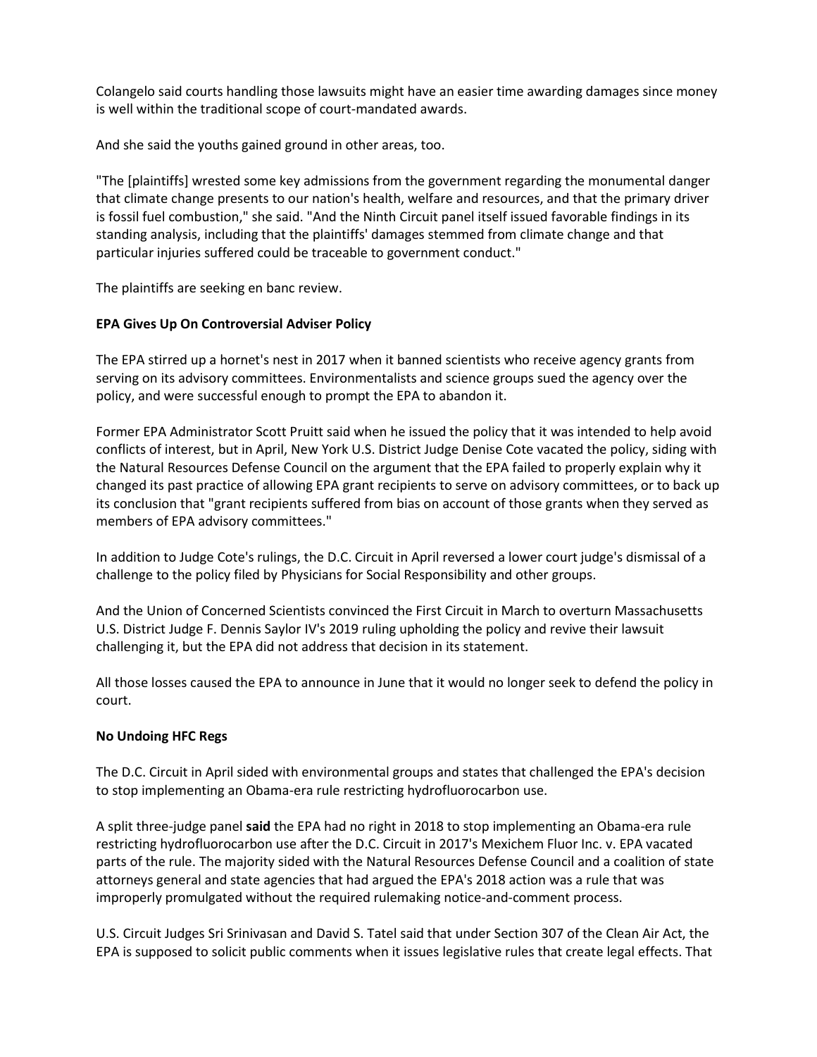Colangelo said courts handling those lawsuits might have an easier time awarding damages since money is well within the traditional scope of court-mandated awards.

And she said the youths gained ground in other areas, too.

"The [plaintiffs] wrested some key admissions from the government regarding the monumental danger that climate change presents to our nation's health, welfare and resources, and that the primary driver is fossil fuel combustion," she said. "And the Ninth Circuit panel itself issued favorable findings in its standing analysis, including that the plaintiffs' damages stemmed from climate change and that particular injuries suffered could be traceable to government conduct."

The plaintiffs are seeking en banc review.

**EPA Gives Up On Controversial Adviser Policy**

The EPA stirred up a hornet's nest in 2017 when it banned scientists who receive agency grants from serving on its advisory committees. Environmentalists and science groups sued the agency over the policy, and were successful enough to prompt the EPA to abandon it.

Former EPA Administrator Scott Pruitt said when he issued the policy that it was intended to help avoid conflicts of interest, but in April, New York U.S. District Judge Denise Cote vacated the policy, siding with the Natural Resources Defense Council on the argument that the EPA failed to properly explain why it changed its past practice of allowing EPA grant recipients to serve on advisory committees, or to back up its conclusion that "grant recipients suffered from bias on account of those grants when they served as members of EPA advisory committees."

In addition to Judge Cote's rulings, the D.C. Circuit in April reversed a lower court judge's dismissal of a challenge to the policy filed by Physicians for Social Responsibility and other groups.

And the Union of Concerned Scientists convinced the First Circuit in March to overturn Massachusetts U.S. District Judge F. Dennis Saylor IV's 2019 ruling upholding the policy and revive their lawsuit challenging it, but the EPA did not address that decision in its statement.

All those losses caused the EPA to announce in June that it would no longer seek to defend the policy in court.

**No Undoing HFC Regs**

The D.C. Circuit in April sided with environmental groups and states that challenged the EPA's decision to stop implementing an Obama-era rule restricting hydrofluorocarbon use.

A split three-judge panel **said** the EPA had no right in 2018 to stop implementing an Obama-era rule restricting hydrofluorocarbon use after the D.C. Circuit in 2017's Mexichem Fluor Inc. v. EPA vacated parts of the rule. The majority sided with the Natural Resources Defense Council and a coalition of state attorneys general and state agencies that had argued the EPA's 2018 action was a rule that was improperly promulgated without the required rulemaking notice-and-comment process.

U.S. Circuit Judges Sri Srinivasan and David S. Tatel said that under Section 307 of the Clean Air Act, the EPA is supposed to solicit public comments when it issues legislative rules that create legal effects. That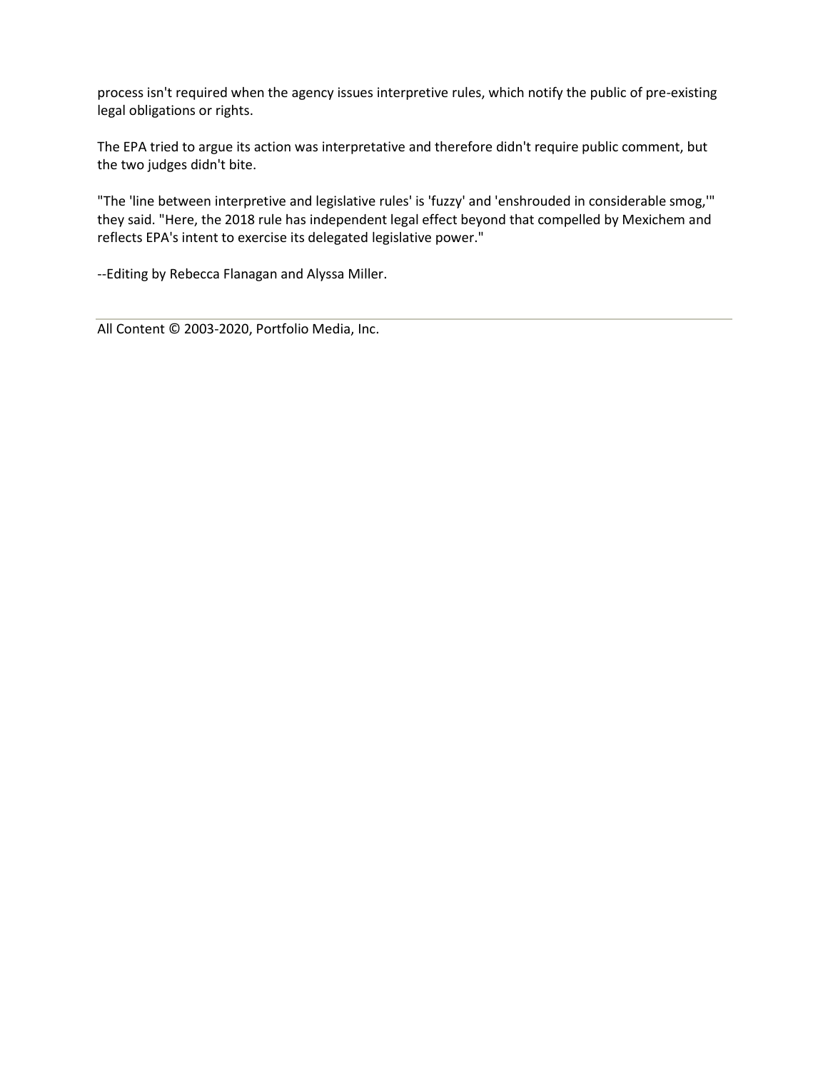process isn't required when the agency issues interpretive rules, which notify the public of pre-existing legal obligations or rights.

The EPA tried to argue its action was interpretative and therefore didn't require public comment, but the two judges didn't bite.

"The 'line between interpretive and legislative rules' is 'fuzzy' and 'enshrouded in considerable smog,'" they said. "Here, the 2018 rule has independent legal effect beyond that compelled by Mexichem and reflects EPA's intent to exercise its delegated legislative power."

--Editing by Rebecca Flanagan and Alyssa Miller.

---

All Content © 2003-2020, Portfolio Media, Inc.